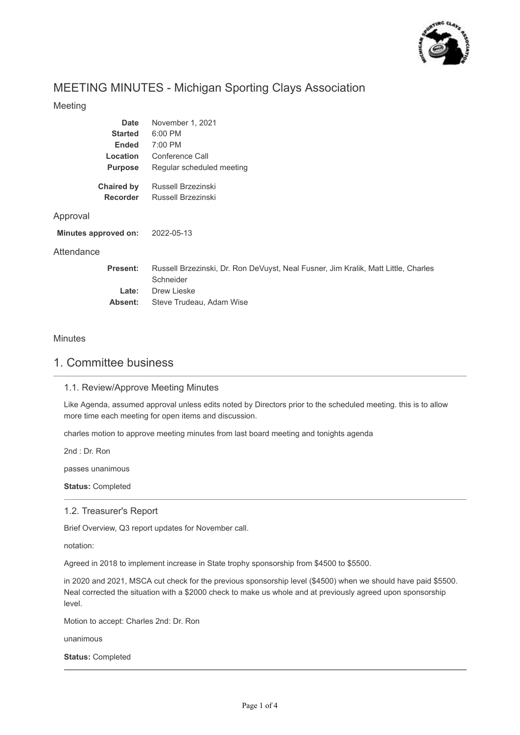# MEETING MINUTES - Michigan Sporting Clays Association

## Meeting

**Date** November 1, 2021
**Started** 6:00 PM
**Ended** 7:00 PM
**Location** Conference Call
**Purpose** Regular scheduled meeting

**Chaired by** Russell Brzezinski
**Recorder** Russell Brzezinski

## Approval

**Minutes approved on:** 2022-05-13

## Attendance

**Present:** Russell Brzezinski, Dr. Ron DeVuyst, Neal Fusner, Jim Kralik, Matt Little, Charles Schneider
**Late:** Drew Lieske
**Absent:** Steve Trudeau, Adam Wise

## Minutes

# 1. Committee business

### 1.1. Review/Approve Meeting Minutes

Like Agenda, assumed approval unless edits noted by Directors prior to the scheduled meeting. this is to allow more time each meeting for open items and discussion.

charles motion to approve meeting minutes from last board meeting and tonights agenda

2nd : Dr. Ron

passes unanimous

**Status:** Completed

### 1.2. Treasurer's Report

Brief Overview, Q3 report updates for November call.

notation:

Agreed in 2018 to implement increase in State trophy sponsorship from $4500 to $5500.

in 2020 and 2021, MSCA cut check for the previous sponsorship level ($4500) when we should have paid $5500. Neal corrected the situation with a $2000 check to make us whole and at previously agreed upon sponsorship level.

Motion to accept: Charles 2nd: Dr. Ron

unanimous

**Status:** Completed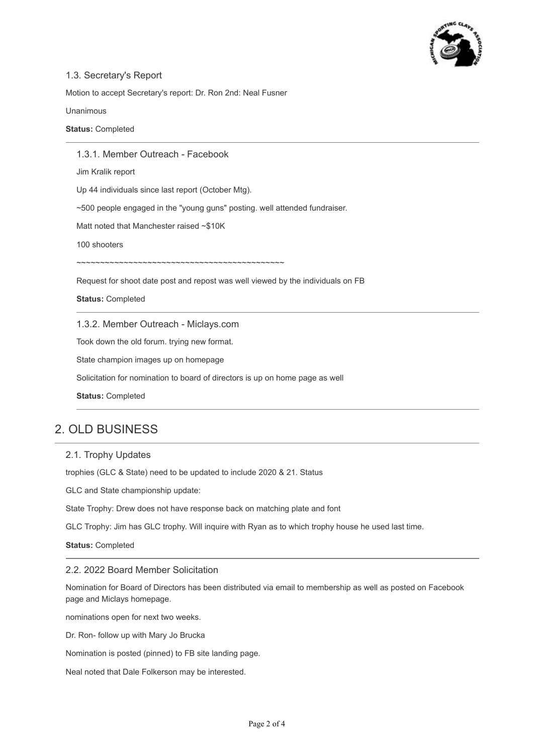### 1.3. Secretary's Report

Motion to accept Secretary's report: Dr. Ron 2nd: Neal Fusner

Unanimous

**Status:** Completed

#### 1.3.1. Member Outreach - Facebook

Jim Kralik report

Up 44 individuals since last report (October Mtg).

~500 people engaged in the "young guns" posting. well attended fundraiser.

Matt noted that Manchester raised ~$10K

100 shooters

~~~~~~~~~~~~~~~~~~~~~~~~~~~~~~~~~~~~~~~~~~~~

Request for shoot date post and repost was well viewed by the individuals on FB

**Status:** Completed

#### 1.3.2. Member Outreach - Miclays.com

Took down the old forum. trying new format.

State champion images up on homepage

Solicitation for nomination to board of directors is up on home page as well

**Status:** Completed

## 2. OLD BUSINESS

### 2.1. Trophy Updates

trophies (GLC & State) need to be updated to include 2020 & 21. Status

GLC and State championship update:

State Trophy: Drew does not have response back on matching plate and font

GLC Trophy: Jim has GLC trophy. Will inquire with Ryan as to which trophy house he used last time.

**Status:** Completed

### 2.2. 2022 Board Member Solicitation

Nomination for Board of Directors has been distributed via email to membership as well as posted on Facebook page and Miclays homepage.

nominations open for next two weeks.

Dr. Ron- follow up with Mary Jo Brucka

Nomination is posted (pinned) to FB site landing page.

Neal noted that Dale Folkerson may be interested.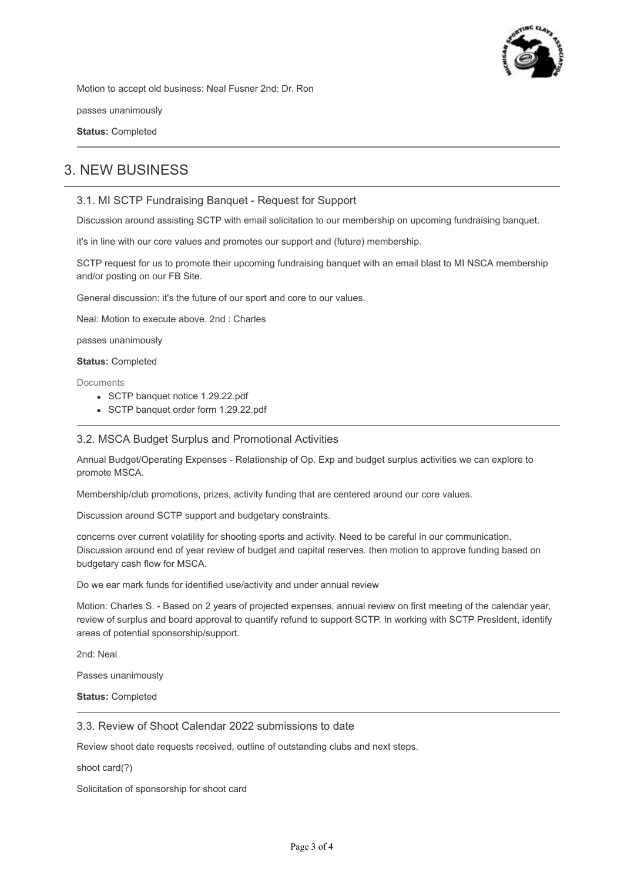Motion to accept old business: Neal Fusner 2nd: Dr. Ron

passes unanimously

**Status:** Completed

## 3. NEW BUSINESS

### 3.1. MI SCTP Fundraising Banquet - Request for Support

Discussion around assisting SCTP with email solicitation to our membership on upcoming fundraising banquet.

it's in line with our core values and promotes our support and (future) membership.

SCTP request for us to promote their upcoming fundraising banquet with an email blast to MI NSCA membership and/or posting on our FB Site.

General discussion: it's the future of our sport and core to our values.

Neal: Motion to execute above. 2nd : Charles

passes unanimously

**Status:** Completed

Documents

- SCTP banquet notice 1.29.22.pdf
- SCTP banquet order form 1.29.22.pdf

### 3.2. MSCA Budget Surplus and Promotional Activities

Annual Budget/Operating Expenses - Relationship of Op. Exp and budget surplus activities we can explore to promote MSCA.

Membership/club promotions, prizes, activity funding that are centered around our core values.

Discussion around SCTP support and budgetary constraints.

concerns over current volatility for shooting sports and activity. Need to be careful in our communication. Discussion around end of year review of budget and capital reserves. then motion to approve funding based on budgetary cash flow for MSCA.

Do we ear mark funds for identified use/activity and under annual review

Motion: Charles S. - Based on 2 years of projected expenses, annual review on first meeting of the calendar year, review of surplus and board approval to quantify refund to support SCTP. In working with SCTP President, identify areas of potential sponsorship/support.

2nd: Neal

Passes unanimously

**Status:** Completed

### 3.3. Review of Shoot Calendar 2022 submissions to date

Review shoot date requests received, outline of outstanding clubs and next steps.

shoot card(?)

Solicitation of sponsorship for shoot card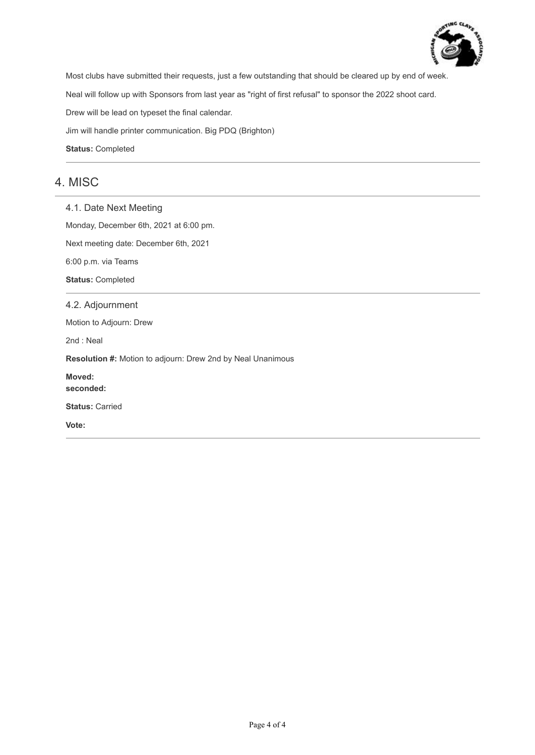Most clubs have submitted their requests, just a few outstanding that should be cleared up by end of week.

Neal will follow up with Sponsors from last year as "right of first refusal" to sponsor the 2022 shoot card.

Drew will be lead on typeset the final calendar.

Jim will handle printer communication. Big PDQ (Brighton)

**Status:** Completed

## 4. MISC

### 4.1. Date Next Meeting

Monday, December 6th, 2021 at 6:00 pm.

Next meeting date: December 6th, 2021

6:00 p.m. via Teams

**Status:** Completed

### 4.2. Adjournment

Motion to Adjourn: Drew

2nd : Neal

**Resolution #:** Motion to adjourn: Drew 2nd by Neal Unanimous

**Moved:**
**seconded:**

**Status:** Carried

**Vote:**